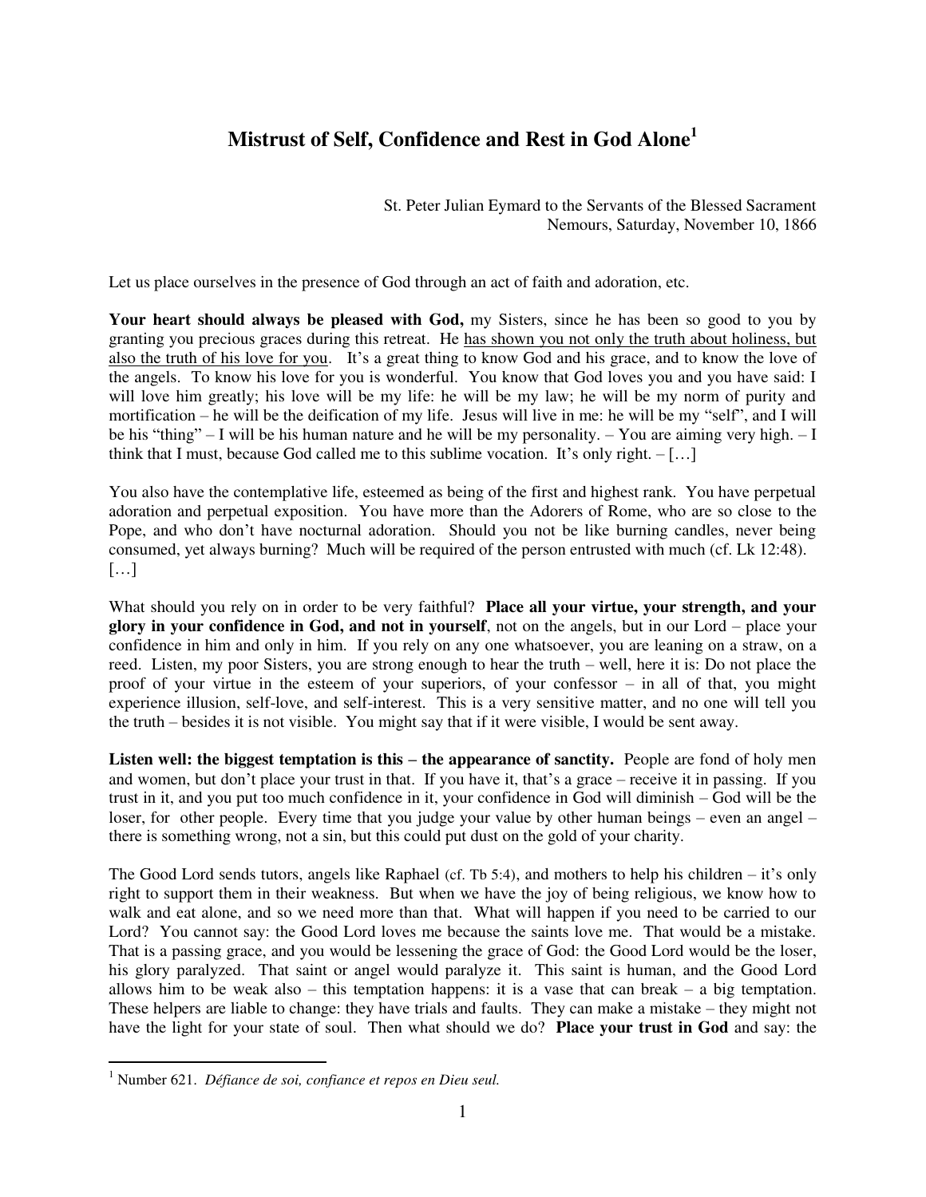# Mistrust of Self, Confidence and Rest in God Alone[1]

St. Peter Julian Eymard to the Servants of the Blessed Sacrament
Nemours, Saturday, November 10, 1866

Let us place ourselves in the presence of God through an act of faith and adoration, etc.

**Your heart should always be pleased with God,** my Sisters, since he has been so good to you by granting you precious graces during this retreat. He <u>has shown you not only the truth about holiness, but also the truth of his love for you</u>. It's a great thing to know God and his grace, and to know the love of the angels. To know his love for you is wonderful. You know that God loves you and you have said: I will love him greatly; his love will be my life: he will be my law; he will be my norm of purity and mortification – he will be the deification of my life. Jesus will live in me: he will be my "self", and I will be his "thing" – I will be his human nature and he will be my personality. – You are aiming very high. – I think that I must, because God called me to this sublime vocation. It's only right. – […]

You also have the contemplative life, esteemed as being of the first and highest rank. You have perpetual adoration and perpetual exposition. You have more than the Adorers of Rome, who are so close to the Pope, and who don't have nocturnal adoration. Should you not be like burning candles, never being consumed, yet always burning? Much will be required of the person entrusted with much (cf. Lk 12:48). […]

What should you rely on in order to be very faithful? **Place all your virtue, your strength, and your glory in your confidence in God, and not in yourself**, not on the angels, but in our Lord – place your confidence in him and only in him. If you rely on any one whatsoever, you are leaning on a straw, on a reed. Listen, my poor Sisters, you are strong enough to hear the truth – well, here it is: Do not place the proof of your virtue in the esteem of your superiors, of your confessor – in all of that, you might experience illusion, self-love, and self-interest. This is a very sensitive matter, and no one will tell you the truth – besides it is not visible. You might say that if it were visible, I would be sent away.

**Listen well: the biggest temptation is this – the appearance of sanctity.** People are fond of holy men and women, but don't place your trust in that. If you have it, that's a grace – receive it in passing. If you trust in it, and you put too much confidence in it, your confidence in God will diminish – God will be the loser, for other people. Every time that you judge your value by other human beings – even an angel – there is something wrong, not a sin, but this could put dust on the gold of your charity.

The Good Lord sends tutors, angels like Raphael (cf. Tb 5:4), and mothers to help his children – it's only right to support them in their weakness. But when we have the joy of being religious, we know how to walk and eat alone, and so we need more than that. What will happen if you need to be carried to our Lord? You cannot say: the Good Lord loves me because the saints love me. That would be a mistake. That is a passing grace, and you would be lessening the grace of God: the Good Lord would be the loser, his glory paralyzed. That saint or angel would paralyze it. This saint is human, and the Good Lord allows him to be weak also – this temptation happens: it is a vase that can break – a big temptation. These helpers are liable to change: they have trials and faults. They can make a mistake – they might not have the light for your state of soul. Then what should we do? **Place your trust in God** and say: the

---

[1] Number 621. *Défiance de soi, confiance et repos en Dieu seul.*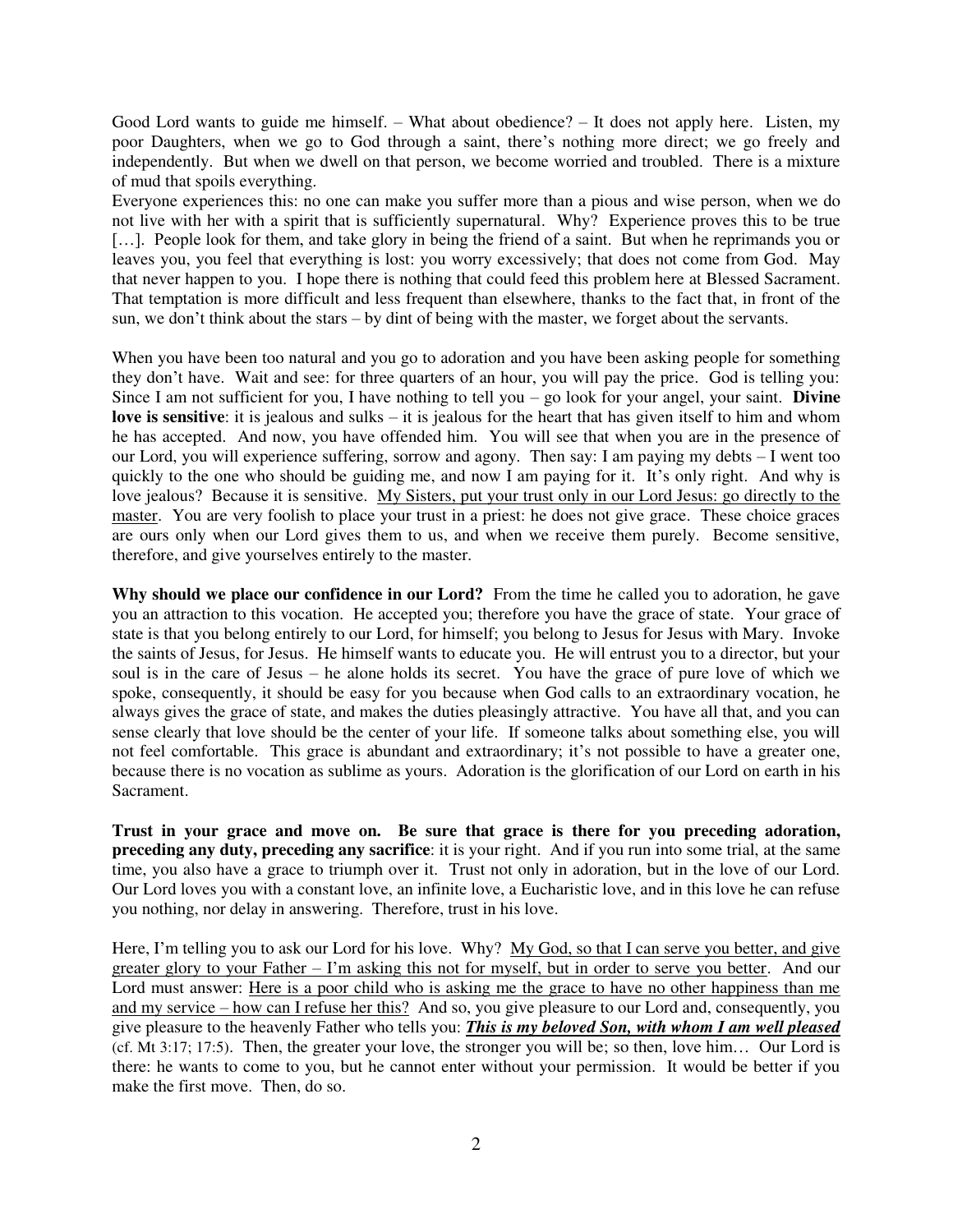Good Lord wants to guide me himself. – What about obedience? – It does not apply here. Listen, my poor Daughters, when we go to God through a saint, there's nothing more direct; we go freely and independently. But when we dwell on that person, we become worried and troubled. There is a mixture of mud that spoils everything.

Everyone experiences this: no one can make you suffer more than a pious and wise person, when we do not live with her with a spirit that is sufficiently supernatural. Why? Experience proves this to be true […]. People look for them, and take glory in being the friend of a saint. But when he reprimands you or leaves you, you feel that everything is lost: you worry excessively; that does not come from God. May that never happen to you. I hope there is nothing that could feed this problem here at Blessed Sacrament. That temptation is more difficult and less frequent than elsewhere, thanks to the fact that, in front of the sun, we don't think about the stars – by dint of being with the master, we forget about the servants.

When you have been too natural and you go to adoration and you have been asking people for something they don't have. Wait and see: for three quarters of an hour, you will pay the price. God is telling you: Since I am not sufficient for you, I have nothing to tell you – go look for your angel, your saint. **Divine love is sensitive**: it is jealous and sulks – it is jealous for the heart that has given itself to him and whom he has accepted. And now, you have offended him. You will see that when you are in the presence of our Lord, you will experience suffering, sorrow and agony. Then say: I am paying my debts – I went too quickly to the one who should be guiding me, and now I am paying for it. It's only right. And why is love jealous? Because it is sensitive. <u>My Sisters, put your trust only in our Lord Jesus: go directly to the master</u>. You are very foolish to place your trust in a priest: he does not give grace. These choice graces are ours only when our Lord gives them to us, and when we receive them purely. Become sensitive, therefore, and give yourselves entirely to the master.

**Why should we place our confidence in our Lord?** From the time he called you to adoration, he gave you an attraction to this vocation. He accepted you; therefore you have the grace of state. Your grace of state is that you belong entirely to our Lord, for himself; you belong to Jesus for Jesus with Mary. Invoke the saints of Jesus, for Jesus. He himself wants to educate you. He will entrust you to a director, but your soul is in the care of Jesus – he alone holds its secret. You have the grace of pure love of which we spoke, consequently, it should be easy for you because when God calls to an extraordinary vocation, he always gives the grace of state, and makes the duties pleasingly attractive. You have all that, and you can sense clearly that love should be the center of your life. If someone talks about something else, you will not feel comfortable. This grace is abundant and extraordinary; it's not possible to have a greater one, because there is no vocation as sublime as yours. Adoration is the glorification of our Lord on earth in his Sacrament.

**Trust in your grace and move on. Be sure that grace is there for you preceding adoration, preceding any duty, preceding any sacrifice**: it is your right. And if you run into some trial, at the same time, you also have a grace to triumph over it. Trust not only in adoration, but in the love of our Lord. Our Lord loves you with a constant love, an infinite love, a Eucharistic love, and in this love he can refuse you nothing, nor delay in answering. Therefore, trust in his love.

Here, I'm telling you to ask our Lord for his love. Why? <u>My God, so that I can serve you better, and give greater glory to your Father – I'm asking this not for myself, but in order to serve you better</u>. And our Lord must answer: <u>Here is a poor child who is asking me the grace to have no other happiness than me and my service – how can I refuse her this?</u> And so, you give pleasure to our Lord and, consequently, you give pleasure to the heavenly Father who tells you: <u>***This is my beloved Son, with whom I am well pleased***</u> (cf. Mt 3:17; 17:5). Then, the greater your love, the stronger you will be; so then, love him… Our Lord is there: he wants to come to you, but he cannot enter without your permission. It would be better if you make the first move. Then, do so.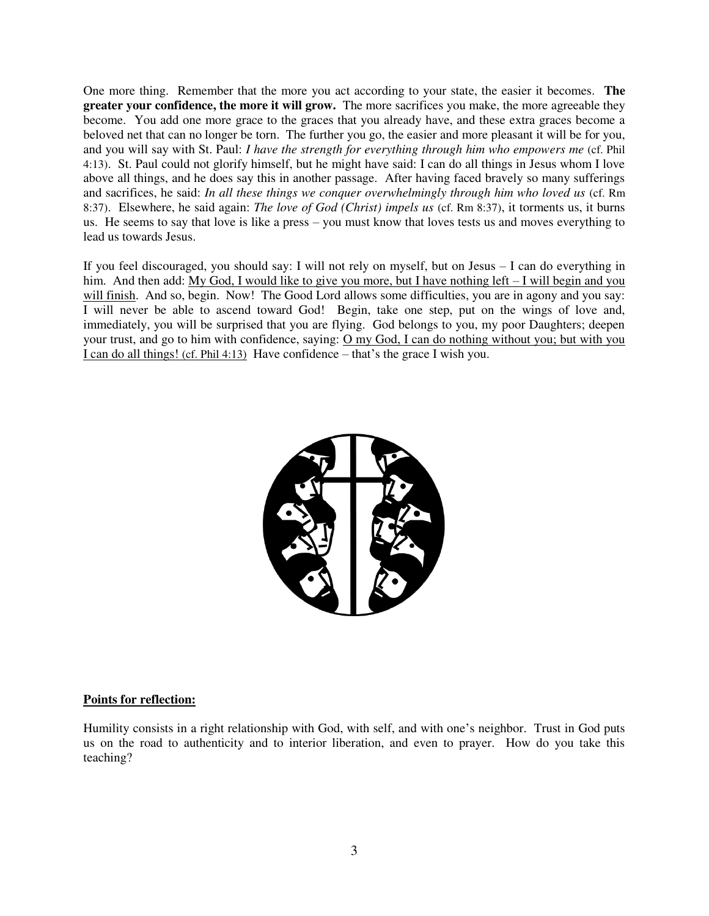One more thing. Remember that the more you act according to your state, the easier it becomes. **The greater your confidence, the more it will grow.** The more sacrifices you make, the more agreeable they become. You add one more grace to the graces that you already have, and these extra graces become a beloved net that can no longer be torn. The further you go, the easier and more pleasant it will be for you, and you will say with St. Paul: *I have the strength for everything through him who empowers me* (cf. Phil 4:13). St. Paul could not glorify himself, but he might have said: I can do all things in Jesus whom I love above all things, and he does say this in another passage. After having faced bravely so many sufferings and sacrifices, he said: *In all these things we conquer overwhelmingly through him who loved us* (cf. Rm 8:37). Elsewhere, he said again: *The love of God (Christ) impels us* (cf. Rm 8:37), it torments us, it burns us. He seems to say that love is like a press – you must know that loves tests us and moves everything to lead us towards Jesus.

If you feel discouraged, you should say: I will not rely on myself, but on Jesus – I can do everything in him. And then add: <u>My God, I would like to give you more, but I have nothing left – I will begin and you will finish</u>. And so, begin. Now! The Good Lord allows some difficulties, you are in agony and you say: I will never be able to ascend toward God! Begin, take one step, put on the wings of love and, immediately, you will be surprised that you are flying. God belongs to you, my poor Daughters; deepen your trust, and go to him with confidence, saying: <u>O my God, I can do nothing without you; but with you I can do all things! (cf. Phil 4:13)</u> Have confidence – that's the grace I wish you.

**<u>Points for reflection:</u>**

Humility consists in a right relationship with God, with self, and with one's neighbor. Trust in God puts us on the road to authenticity and to interior liberation, and even to prayer. How do you take this teaching?